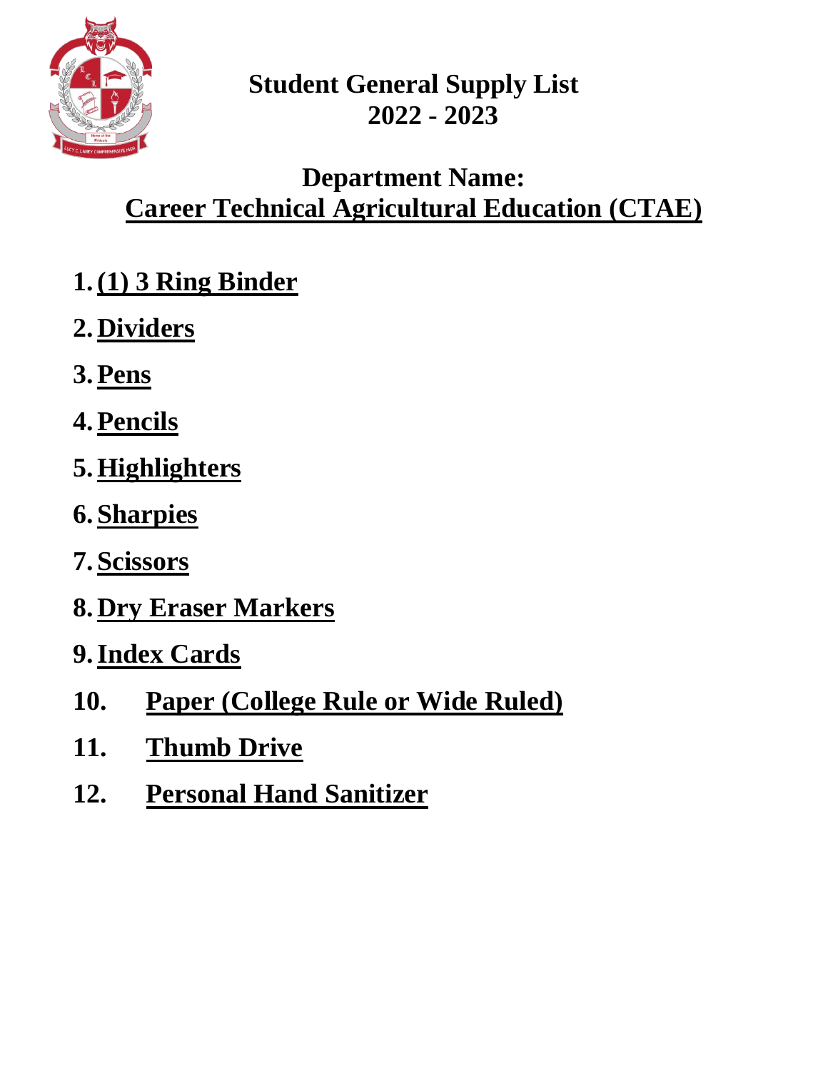# Student General Supply List 2022 - 2023

## Department Name:
## Career Technical Agricultural Education (CTAE)

1. **(1) 3 Ring Binder**
2. **Dividers**
3. **Pens**
4. **Pencils**
5. **Highlighters**
6. **Sharpies**
7. **Scissors**
8. **Dry Eraser Markers**
9. **Index Cards**
10. **Paper (College Rule or Wide Ruled)**
11. **Thumb Drive**
12. **Personal Hand Sanitizer**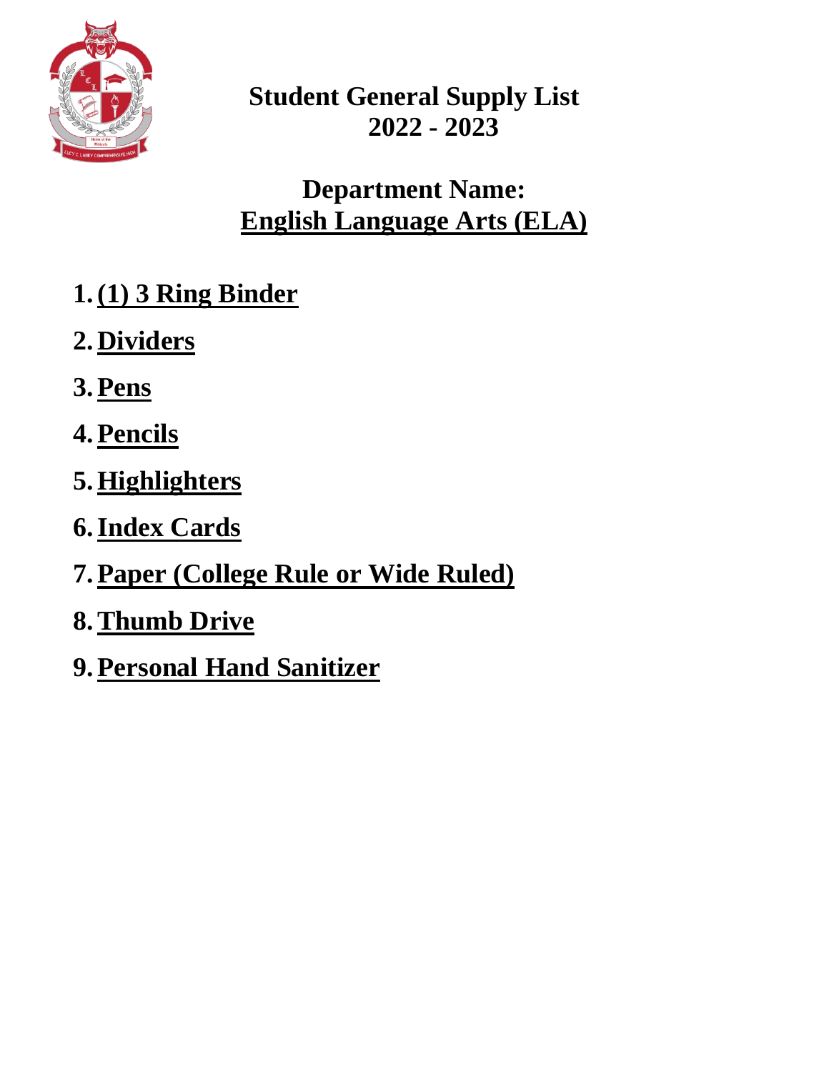# Student General Supply List 2022 - 2023

## Department Name: English Language Arts (ELA)

1. **(1) 3 Ring Binder**
2. **Dividers**
3. **Pens**
4. **Pencils**
5. **Highlighters**
6. **Index Cards**
7. **Paper (College Rule or Wide Ruled)**
8. **Thumb Drive**
9. **Personal Hand Sanitizer**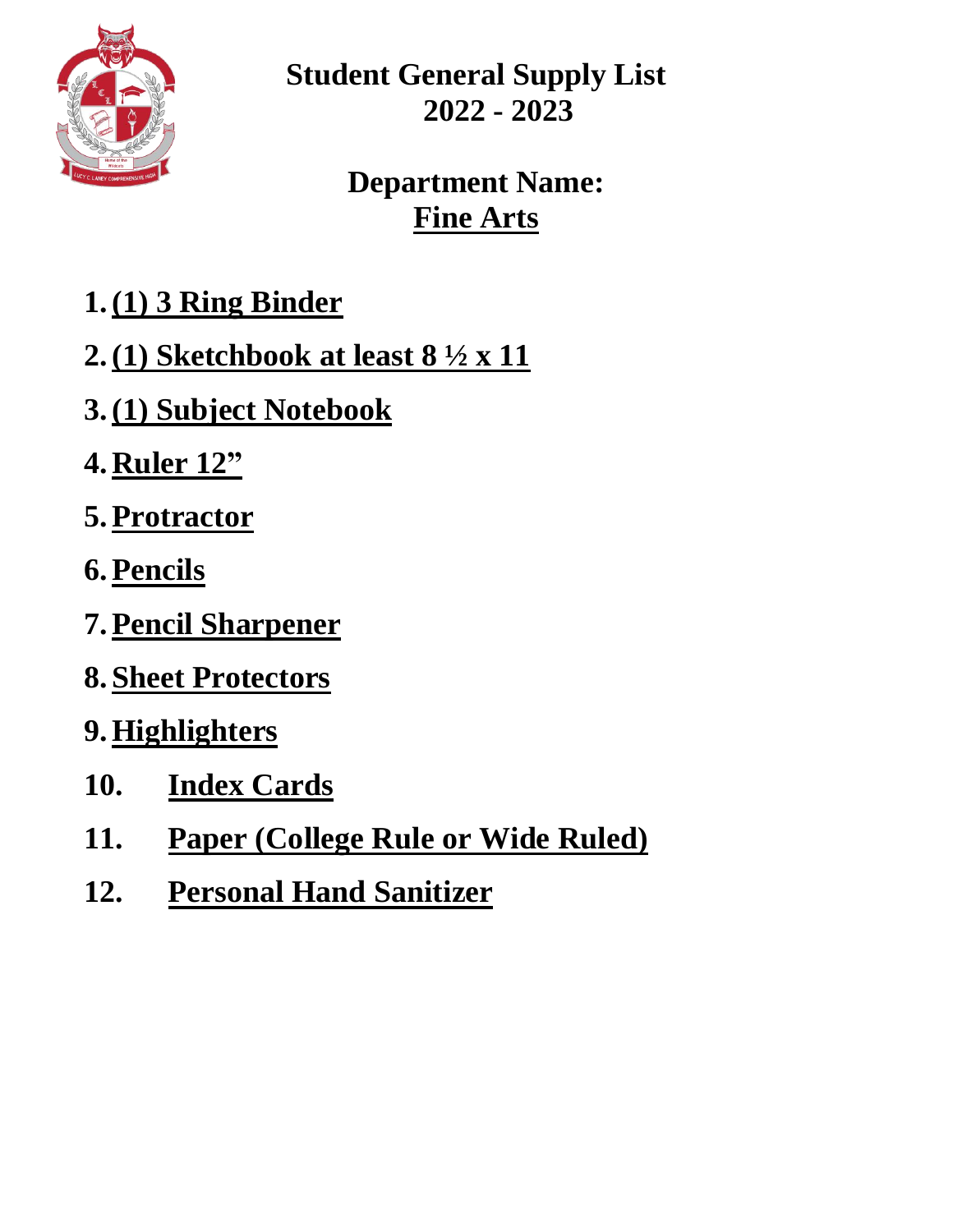# Student General Supply List
# 2022 - 2023

## Department Name:
## Fine Arts

1. **(1) 3 Ring Binder**
2. **(1) Sketchbook at least 8 ½ x 11**
3. **(1) Subject Notebook**
4. **Ruler 12"**
5. **Protractor**
6. **Pencils**
7. **Pencil Sharpener**
8. **Sheet Protectors**
9. **Highlighters**
10. **Index Cards**
11. **Paper (College Rule or Wide Ruled)**
12. **Personal Hand Sanitizer**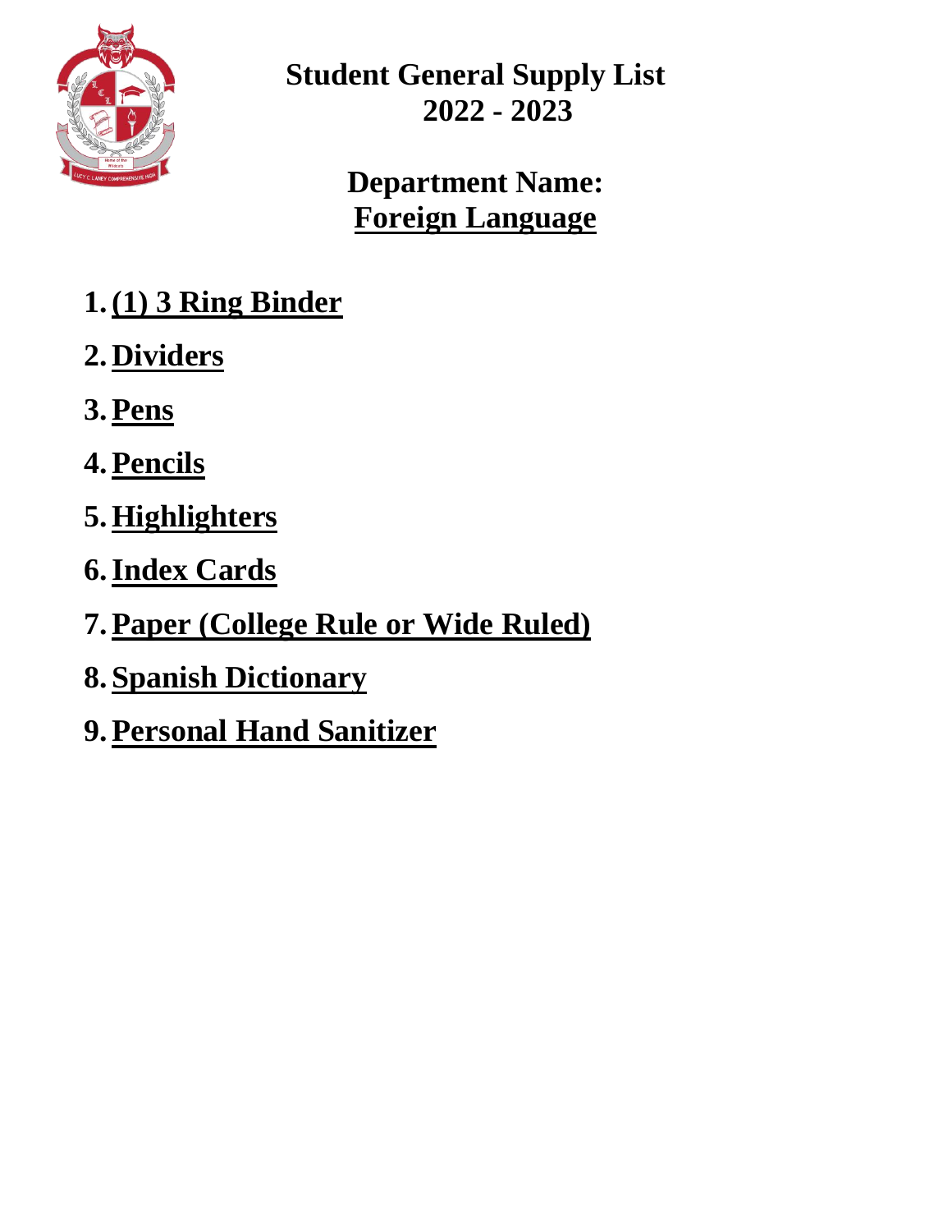# Student General Supply List 2022 - 2023

## Department Name: Foreign Language

1. **(1) 3 Ring Binder**
2. **Dividers**
3. **Pens**
4. **Pencils**
5. **Highlighters**
6. **Index Cards**
7. **Paper (College Rule or Wide Ruled)**
8. **Spanish Dictionary**
9. **Personal Hand Sanitizer**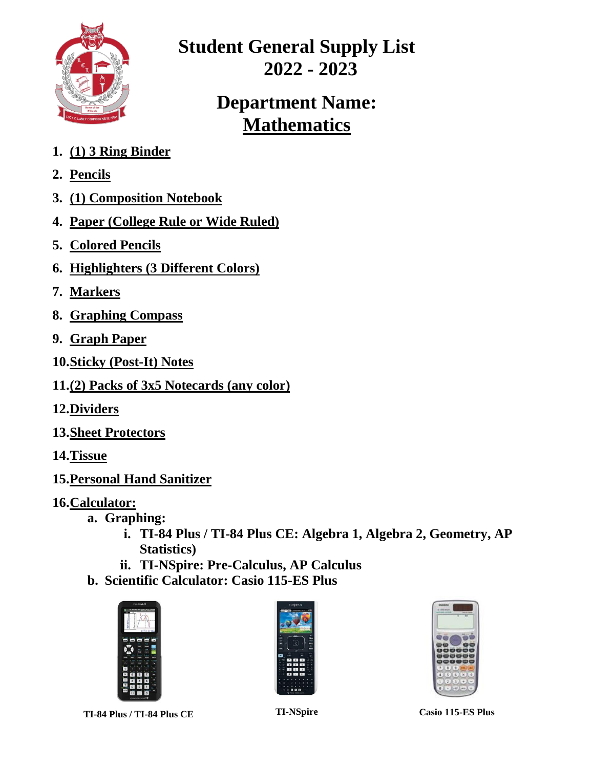# Student General Supply List 2022 - 2023

## Department Name: Mathematics

1. (1) 3 Ring Binder
2. Pencils
3. (1) Composition Notebook
4. Paper (College Rule or Wide Ruled)
5. Colored Pencils
6. Highlighters (3 Different Colors)
7. Markers
8. Graphing Compass
9. Graph Paper
10. Sticky (Post-It) Notes
11. (2) Packs of 3x5 Notecards (any color)
12. Dividers
13. Sheet Protectors
14. Tissue
15. Personal Hand Sanitizer
16. Calculator:
    a. Graphing:
        i. TI-84 Plus / TI-84 Plus CE: Algebra 1, Algebra 2, Geometry, AP Statistics)
        ii. TI-NSpire: Pre-Calculus, AP Calculus
    b. Scientific Calculator: Casio 115-ES Plus

TI-84 Plus / TI-84 Plus CE

TI-NSpire

Casio 115-ES Plus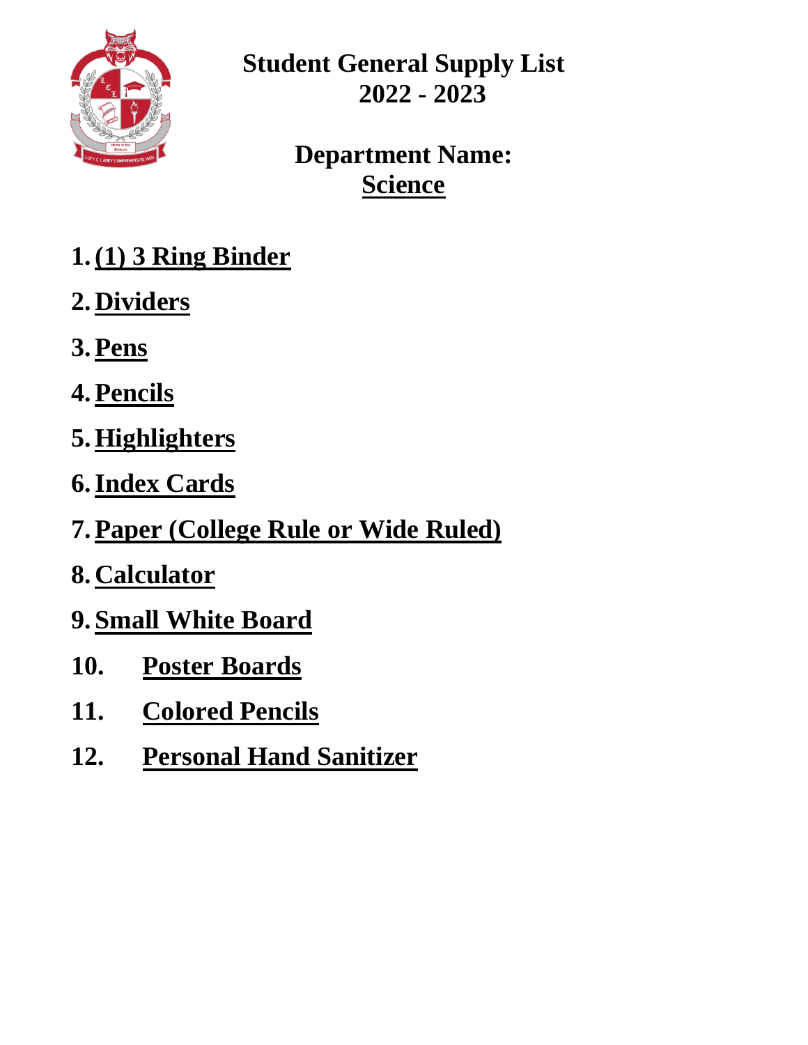# Student General Supply List 2022 - 2023

## Department Name: Science

1. **(1) 3 Ring Binder**
2. **Dividers**
3. **Pens**
4. **Pencils**
5. **Highlighters**
6. **Index Cards**
7. **Paper (College Rule or Wide Ruled)**
8. **Calculator**
9. **Small White Board**
10. **Poster Boards**
11. **Colored Pencils**
12. **Personal Hand Sanitizer**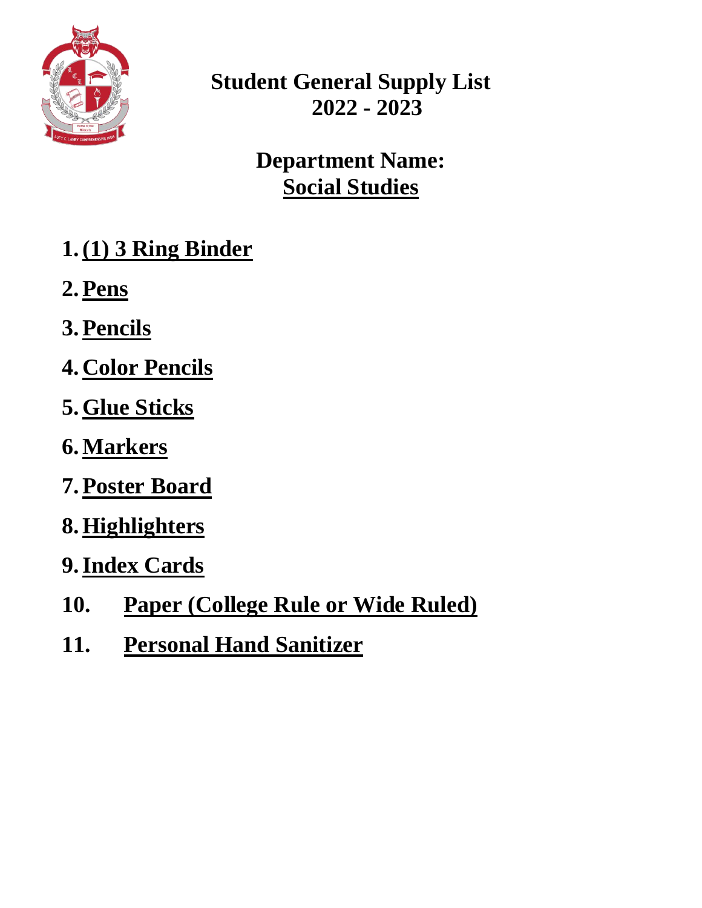# Student General Supply List 2022 - 2023

## Department Name: Social Studies

1. **(1) 3 Ring Binder**
2. **Pens**
3. **Pencils**
4. **Color Pencils**
5. **Glue Sticks**
6. **Markers**
7. **Poster Board**
8. **Highlighters**
9. **Index Cards**
10. **Paper (College Rule or Wide Ruled)**
11. **Personal Hand Sanitizer**